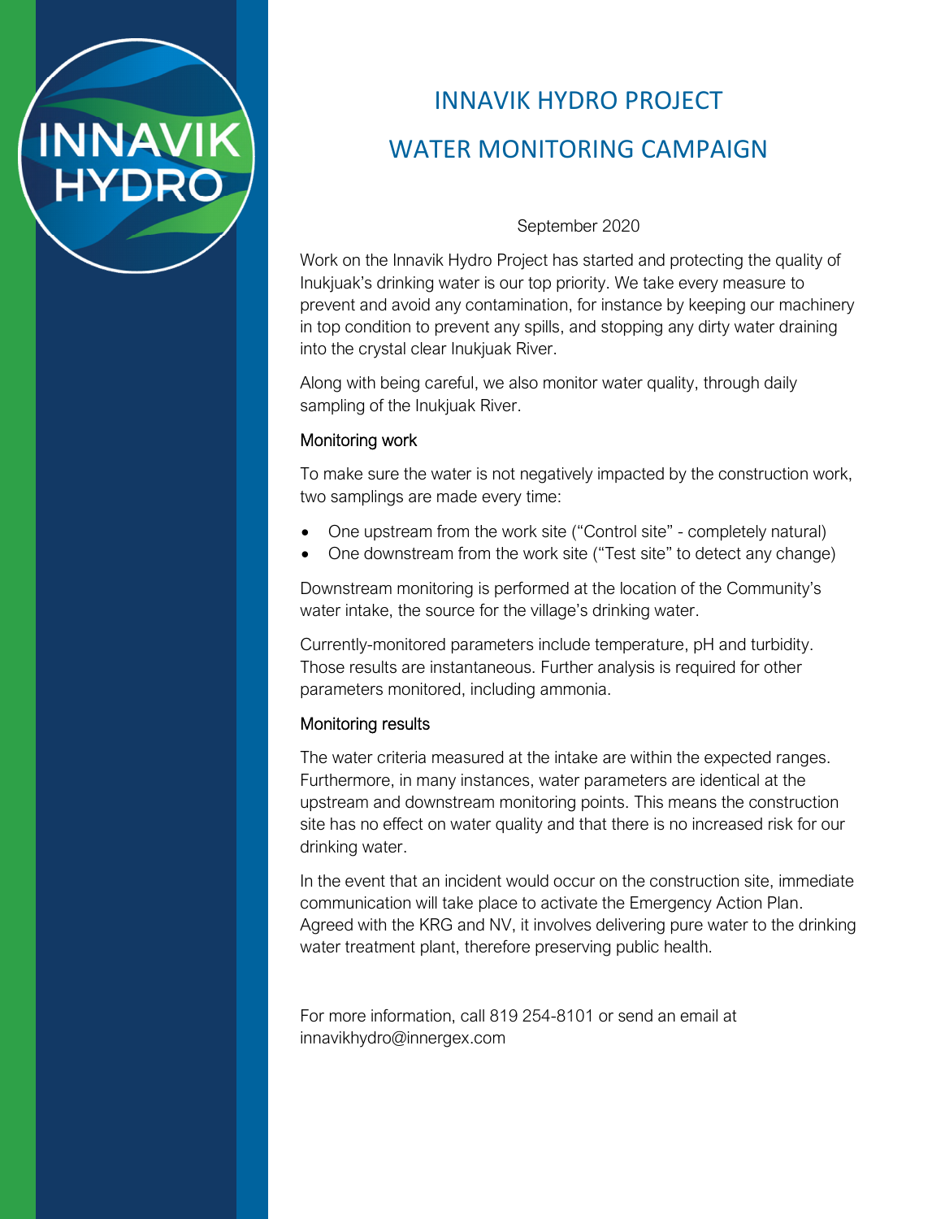# INNAVIK HYDRO PROJECT

# WATER MONITORING CAMPAIGN

September 2020

Work on the Innavik Hydro Project has started and protecting the quality of Inukjuak's drinking water is our top priority. We take every measure to prevent and avoid any contamination, for instance by keeping our machinery in top condition to prevent any spills, and stopping any dirty water draining into the crystal clear Inukjuak River.

Along with being careful, we also monitor water quality, through daily sampling of the Inukjuak River.

## Monitoring work

To make sure the water is not negatively impacted by the construction work, two samplings are made every time:

- One upstream from the work site ("Control site" - completely natural)
- One downstream from the work site ("Test site" to detect any change)

Downstream monitoring is performed at the location of the Community's water intake, the source for the village's drinking water.

Currently-monitored parameters include temperature, pH and turbidity. Those results are instantaneous. Further analysis is required for other parameters monitored, including ammonia.

## Monitoring results

The water criteria measured at the intake are within the expected ranges. Furthermore, in many instances, water parameters are identical at the upstream and downstream monitoring points. This means the construction site has no effect on water quality and that there is no increased risk for our drinking water.

In the event that an incident would occur on the construction site, immediate communication will take place to activate the Emergency Action Plan. Agreed with the KRG and NV, it involves delivering pure water to the drinking water treatment plant, therefore preserving public health.

For more information, call 819 254-8101 or send an email at innavikhydro@innergex.com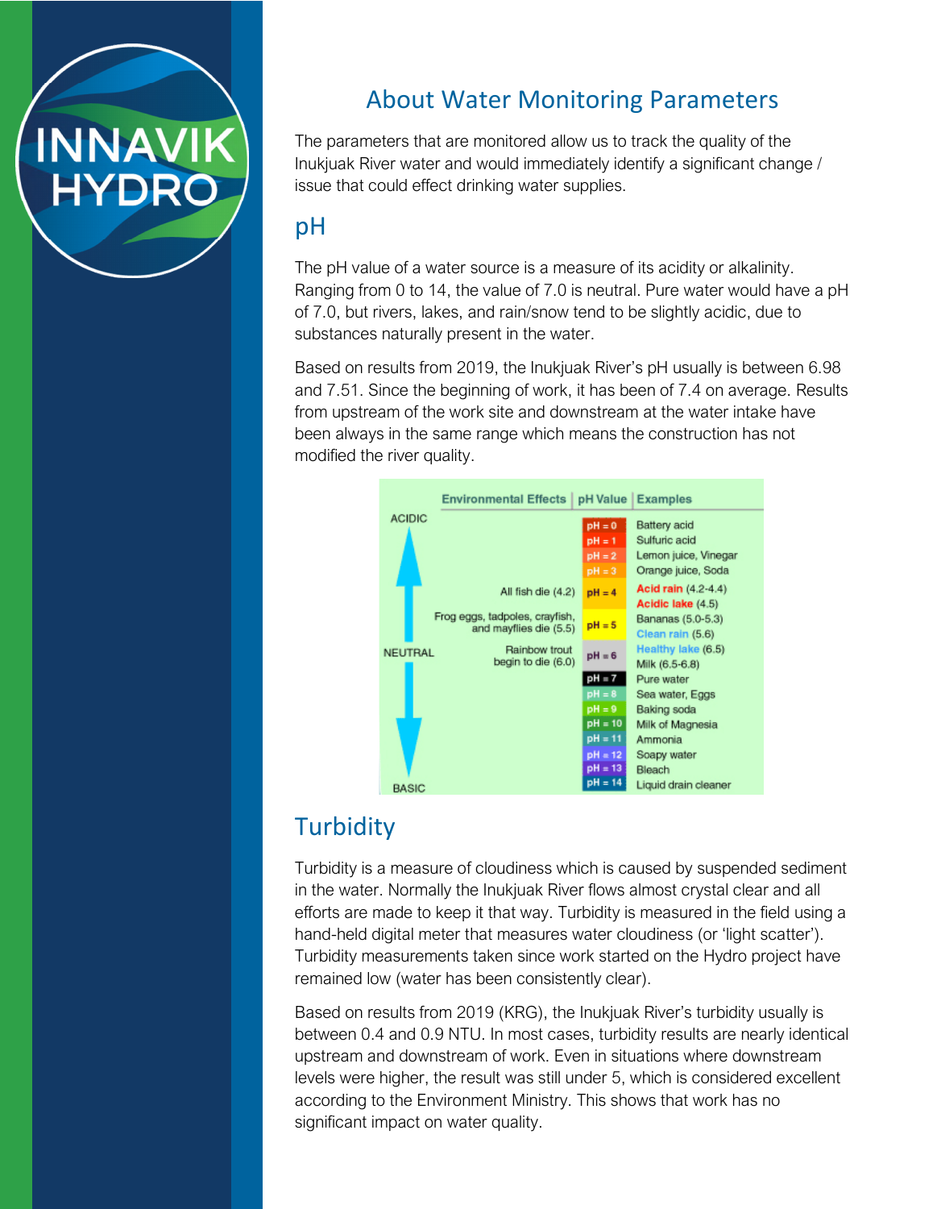## About Water Monitoring Parameters

The parameters that are monitored allow us to track the quality of the Inukjuak River water and would immediately identify a significant change / issue that could effect drinking water supplies.

## pH

The pH value of a water source is a measure of its acidity or alkalinity. Ranging from 0 to 14, the value of 7.0 is neutral. Pure water would have a pH of 7.0, but rivers, lakes, and rain/snow tend to be slightly acidic, due to substances naturally present in the water.

Based on results from 2019, the Inukjuak River's pH usually is between 6.98 and 7.51. Since the beginning of work, it has been of 7.4 on average. Results from upstream of the work site and downstream at the water intake have been always in the same range which means the construction has not modified the river quality.

Environmental Effects | pH Value | Examples

ACIDIC

NEUTRAL

BASIC

pH = 0 Battery acid

pH = 1 Sulfuric acid

pH = 2 Lemon juice, Vinegar

pH = 3 Orange juice, Soda

All fish die (4.2) pH = 4 Acid rain (4.2-4.4) Acidic lake (4.5)

Frog eggs, tadpoles, crayfish, and mayflies die (5.5) pH = 5 Bananas (5.0-5.3) Clean rain (5.6)

Rainbow trout begin to die (6.0) pH = 6 Healthy lake (6.5) Milk (6.5-6.8)

pH = 7 Pure water

pH = 8 Sea water, Eggs

pH = 9 Baking soda

pH = 10 Milk of Magnesia

pH = 11 Ammonia

pH = 12 Soapy water

pH = 13 Bleach

pH = 14 Liquid drain cleaner

## Turbidity

Turbidity is a measure of cloudiness which is caused by suspended sediment in the water. Normally the Inukjuak River flows almost crystal clear and all efforts are made to keep it that way. Turbidity is measured in the field using a hand-held digital meter that measures water cloudiness (or 'light scatter'). Turbidity measurements taken since work started on the Hydro project have remained low (water has been consistently clear).

Based on results from 2019 (KRG), the Inukjuak River's turbidity usually is between 0.4 and 0.9 NTU. In most cases, turbidity results are nearly identical upstream and downstream of work. Even in situations where downstream levels were higher, the result was still under 5, which is considered excellent according to the Environment Ministry. This shows that work has no significant impact on water quality.